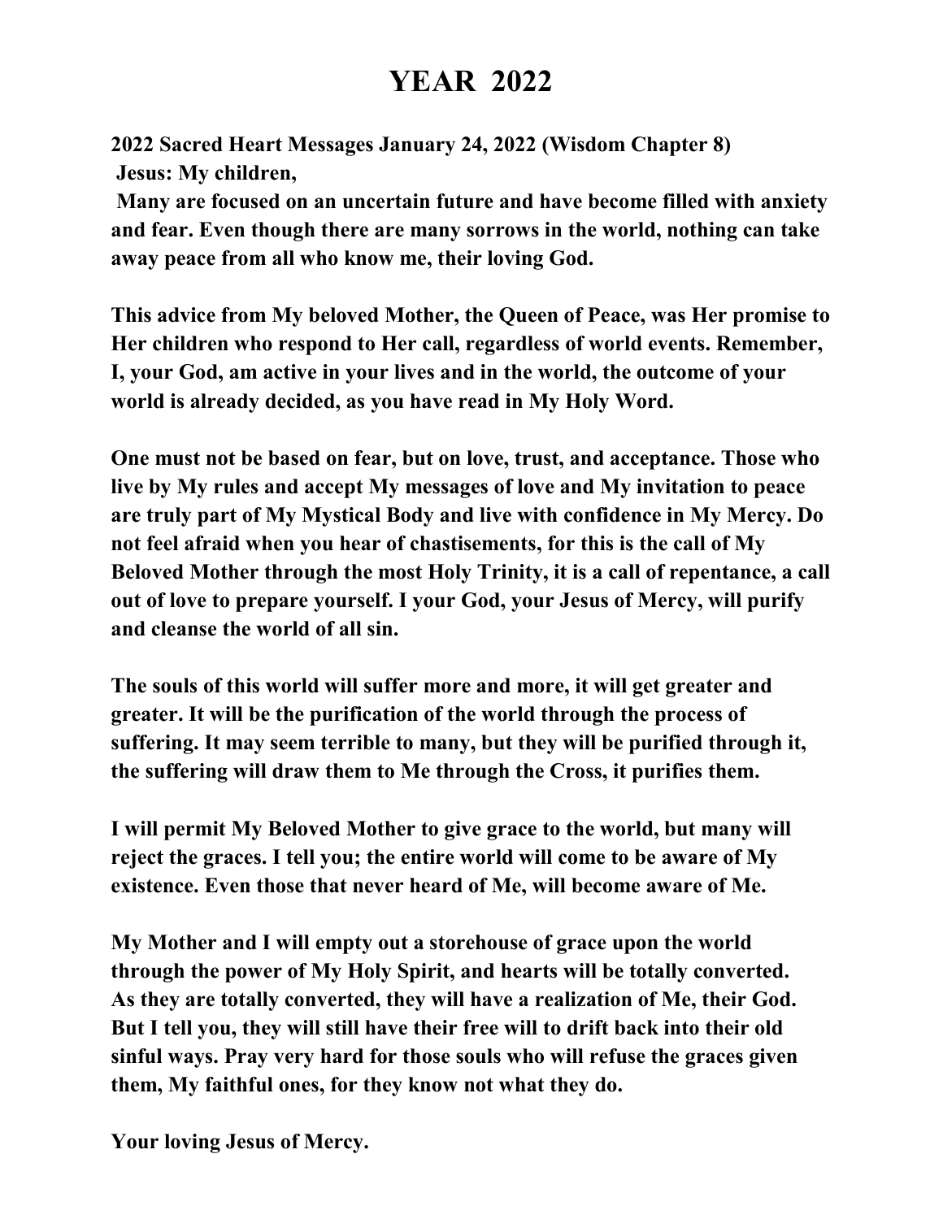# YEAR 2022

**2022 Sacred Heart Messages January 24, 2022 (Wisdom Chapter 8)**
**Jesus: My children,**

**Many are focused on an uncertain future and have become filled with anxiety and fear. Even though there are many sorrows in the world, nothing can take away peace from all who know me, their loving God.**

**This advice from My beloved Mother, the Queen of Peace, was Her promise to Her children who respond to Her call, regardless of world events. Remember, I, your God, am active in your lives and in the world, the outcome of your world is already decided, as you have read in My Holy Word.**

**One must not be based on fear, but on love, trust, and acceptance. Those who live by My rules and accept My messages of love and My invitation to peace are truly part of My Mystical Body and live with confidence in My Mercy. Do not feel afraid when you hear of chastisements, for this is the call of My Beloved Mother through the most Holy Trinity, it is a call of repentance, a call out of love to prepare yourself. I your God, your Jesus of Mercy, will purify and cleanse the world of all sin.**

**The souls of this world will suffer more and more, it will get greater and greater. It will be the purification of the world through the process of suffering. It may seem terrible to many, but they will be purified through it, the suffering will draw them to Me through the Cross, it purifies them.**

**I will permit My Beloved Mother to give grace to the world, but many will reject the graces. I tell you; the entire world will come to be aware of My existence. Even those that never heard of Me, will become aware of Me.**

**My Mother and I will empty out a storehouse of grace upon the world through the power of My Holy Spirit, and hearts will be totally converted. As they are totally converted, they will have a realization of Me, their God. But I tell you, they will still have their free will to drift back into their old sinful ways. Pray very hard for those souls who will refuse the graces given them, My faithful ones, for they know not what they do.**

**Your loving Jesus of Mercy.**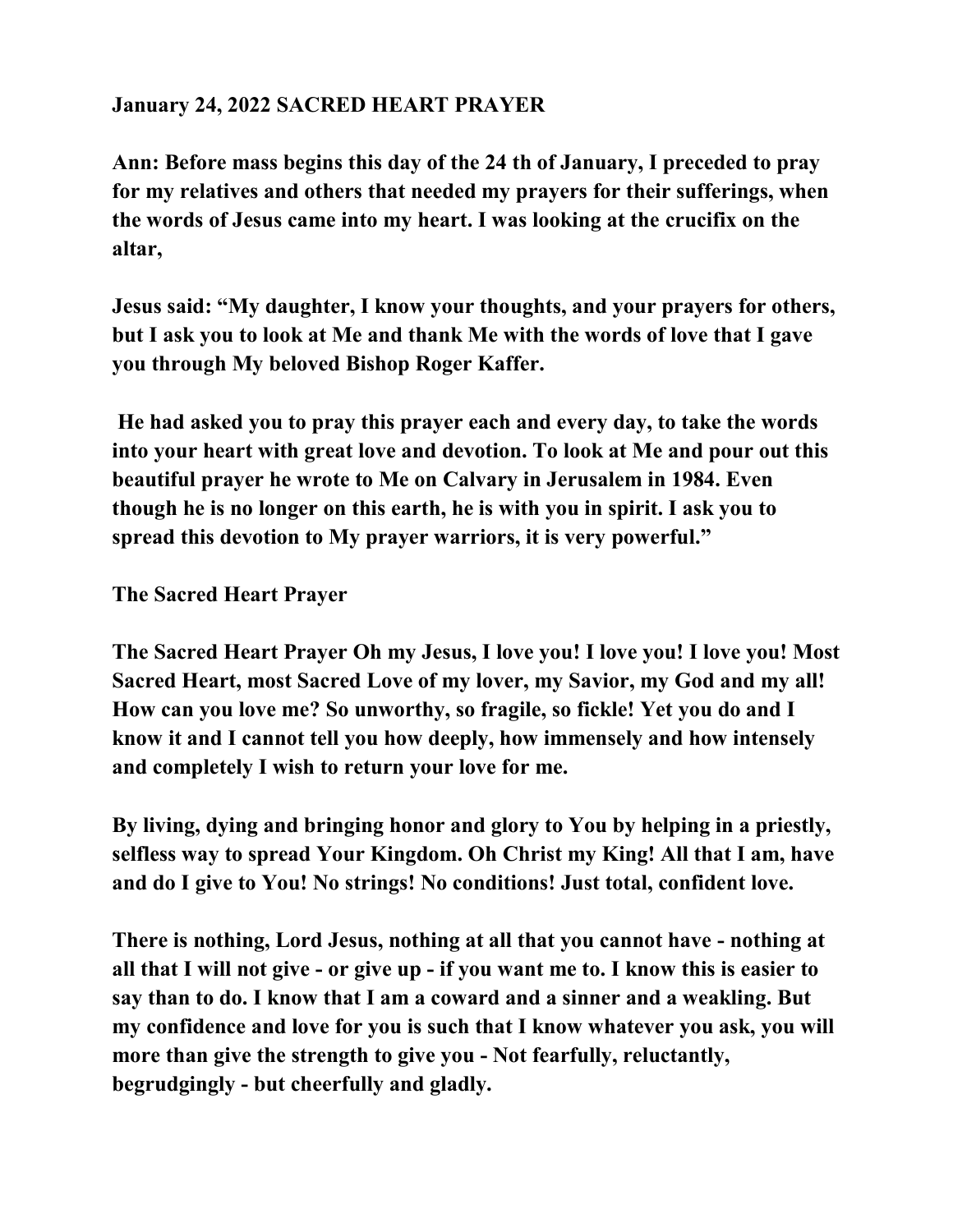**January 24, 2022 SACRED HEART PRAYER**

**Ann: Before mass begins this day of the 24 th of January, I preceded to pray for my relatives and others that needed my prayers for their sufferings, when the words of Jesus came into my heart. I was looking at the crucifix on the altar,**

**Jesus said: "My daughter, I know your thoughts, and your prayers for others, but I ask you to look at Me and thank Me with the words of love that I gave you through My beloved Bishop Roger Kaffer.**

**He had asked you to pray this prayer each and every day, to take the words into your heart with great love and devotion. To look at Me and pour out this beautiful prayer he wrote to Me on Calvary in Jerusalem in 1984. Even though he is no longer on this earth, he is with you in spirit. I ask you to spread this devotion to My prayer warriors, it is very powerful."**

**The Sacred Heart Prayer**

**The Sacred Heart Prayer Oh my Jesus, I love you! I love you! I love you! Most Sacred Heart, most Sacred Love of my lover, my Savior, my God and my all! How can you love me? So unworthy, so fragile, so fickle! Yet you do and I know it and I cannot tell you how deeply, how immensely and how intensely and completely I wish to return your love for me.**

**By living, dying and bringing honor and glory to You by helping in a priestly, selfless way to spread Your Kingdom. Oh Christ my King! All that I am, have and do I give to You! No strings! No conditions! Just total, confident love.**

**There is nothing, Lord Jesus, nothing at all that you cannot have - nothing at all that I will not give - or give up - if you want me to. I know this is easier to say than to do. I know that I am a coward and a sinner and a weakling. But my confidence and love for you is such that I know whatever you ask, you will more than give the strength to give you - Not fearfully, reluctantly, begrudgingly - but cheerfully and gladly.**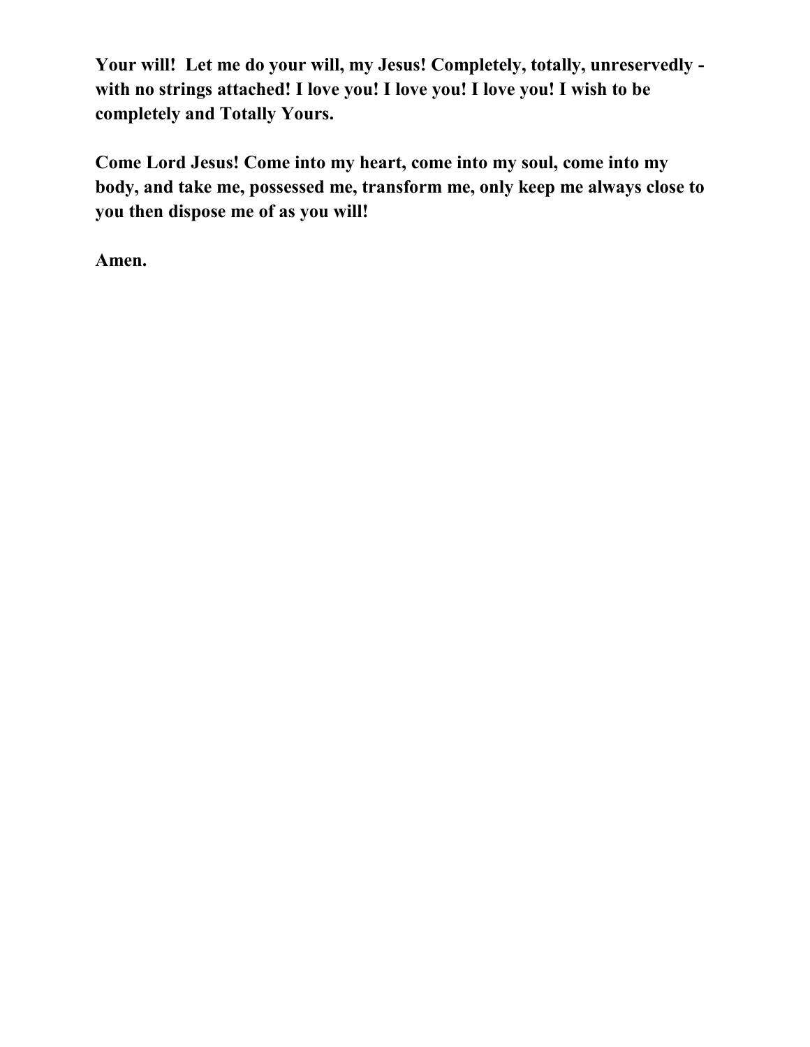**Your will! Let me do your will, my Jesus! Completely, totally, unreservedly - with no strings attached! I love you! I love you! I love you! I wish to be completely and Totally Yours.**

**Come Lord Jesus! Come into my heart, come into my soul, come into my body, and take me, possessed me, transform me, only keep me always close to you then dispose me of as you will!**

**Amen.**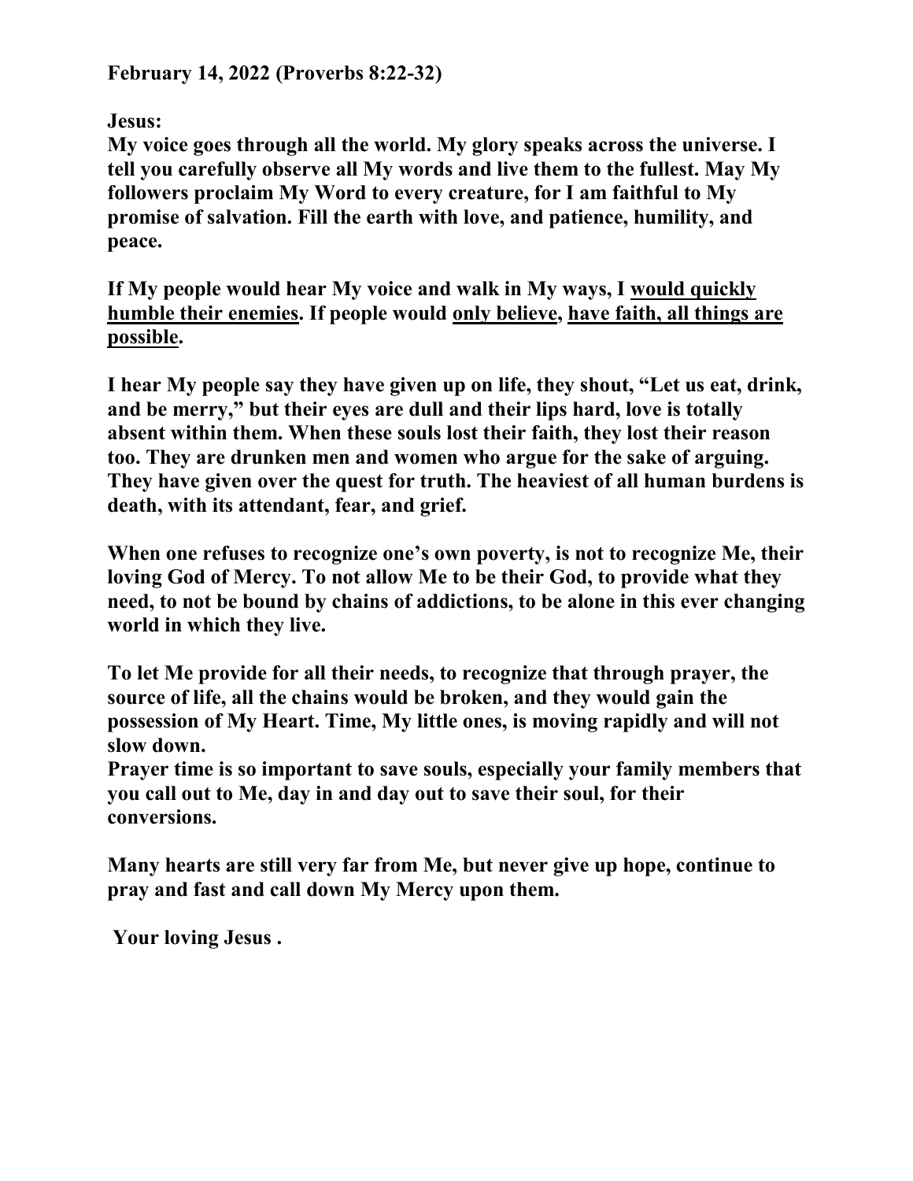**February 14, 2022 (Proverbs 8:22-32)**

**Jesus:**

**My voice goes through all the world. My glory speaks across the universe. I tell you carefully observe all My words and live them to the fullest. May My followers proclaim My Word to every creature, for I am faithful to My promise of salvation. Fill the earth with love, and patience, humility, and peace.**

**If My people would hear My voice and walk in My ways, I <u>would quickly humble their enemies</u>. If people would <u>only believe</u>, <u>have faith, all things are possible</u>.**

**I hear My people say they have given up on life, they shout, "Let us eat, drink, and be merry," but their eyes are dull and their lips hard, love is totally absent within them. When these souls lost their faith, they lost their reason too. They are drunken men and women who argue for the sake of arguing. They have given over the quest for truth. The heaviest of all human burdens is death, with its attendant, fear, and grief.**

**When one refuses to recognize one's own poverty, is not to recognize Me, their loving God of Mercy. To not allow Me to be their God, to provide what they need, to not be bound by chains of addictions, to be alone in this ever changing world in which they live.**

**To let Me provide for all their needs, to recognize that through prayer, the source of life, all the chains would be broken, and they would gain the possession of My Heart. Time, My little ones, is moving rapidly and will not slow down.**
**Prayer time is so important to save souls, especially your family members that you call out to Me, day in and day out to save their soul, for their conversions.**

**Many hearts are still very far from Me, but never give up hope, continue to pray and fast and call down My Mercy upon them.**

**Your loving Jesus .**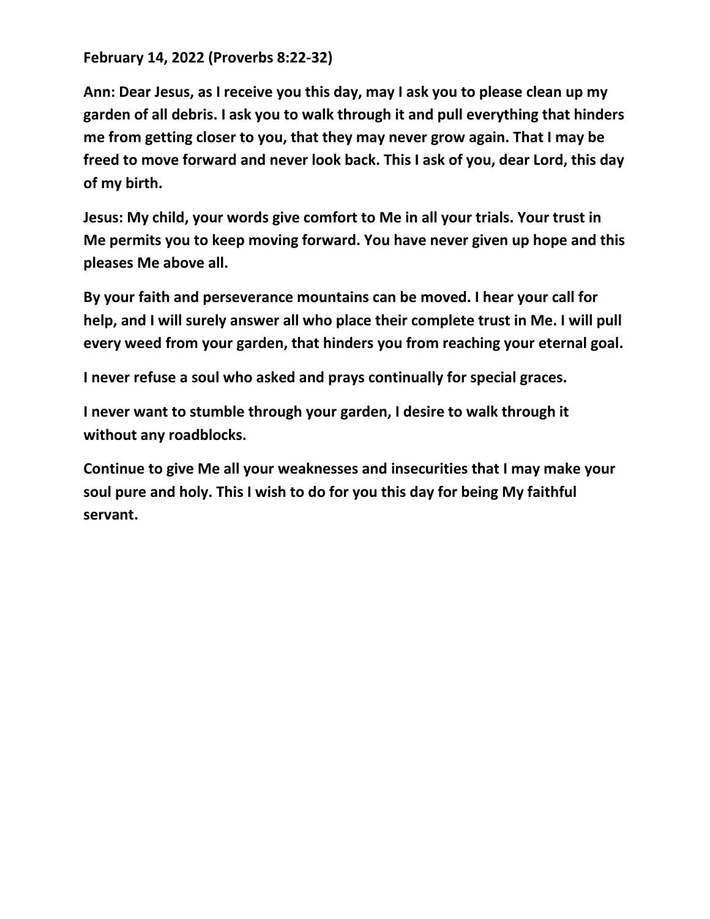**February 14, 2022 (Proverbs 8:22-32)**

**Ann: Dear Jesus, as I receive you this day, may I ask you to please clean up my garden of all debris. I ask you to walk through it and pull everything that hinders me from getting closer to you, that they may never grow again. That I may be freed to move forward and never look back. This I ask of you, dear Lord, this day of my birth.**

**Jesus: My child, your words give comfort to Me in all your trials. Your trust in Me permits you to keep moving forward. You have never given up hope and this pleases Me above all.**

**By your faith and perseverance mountains can be moved. I hear your call for help, and I will surely answer all who place their complete trust in Me. I will pull every weed from your garden, that hinders you from reaching your eternal goal.**

**I never refuse a soul who asked and prays continually for special graces.**

**I never want to stumble through your garden, I desire to walk through it without any roadblocks.**

**Continue to give Me all your weaknesses and insecurities that I may make your soul pure and holy. This I wish to do for you this day for being My faithful servant.**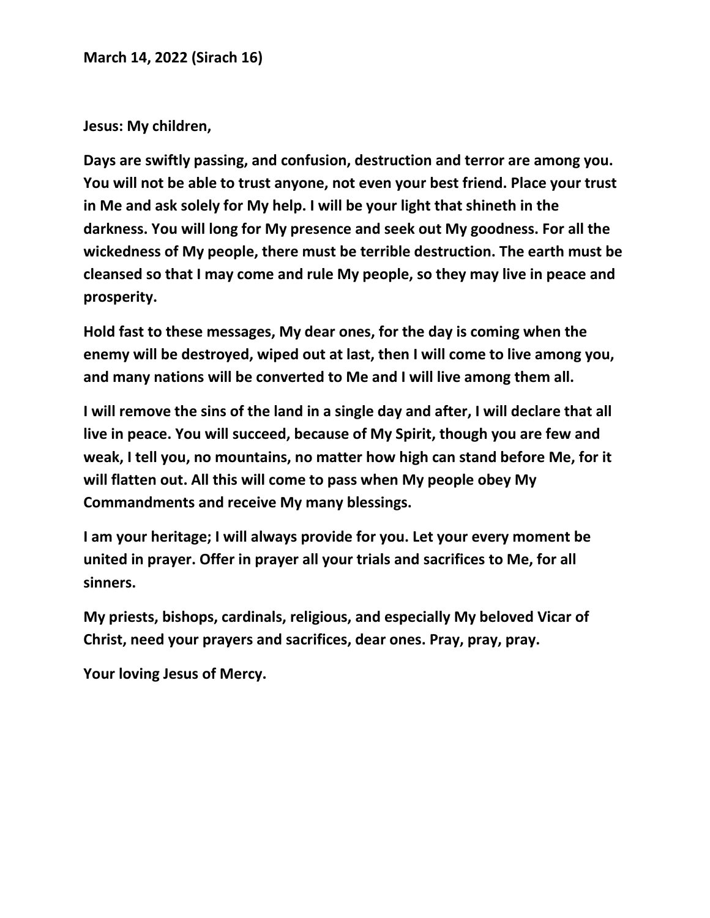**March 14, 2022 (Sirach 16)**

**Jesus: My children,**

**Days are swiftly passing, and confusion, destruction and terror are among you. You will not be able to trust anyone, not even your best friend. Place your trust in Me and ask solely for My help. I will be your light that shineth in the darkness. You will long for My presence and seek out My goodness. For all the wickedness of My people, there must be terrible destruction. The earth must be cleansed so that I may come and rule My people, so they may live in peace and prosperity.**

**Hold fast to these messages, My dear ones, for the day is coming when the enemy will be destroyed, wiped out at last, then I will come to live among you, and many nations will be converted to Me and I will live among them all.**

**I will remove the sins of the land in a single day and after, I will declare that all live in peace. You will succeed, because of My Spirit, though you are few and weak, I tell you, no mountains, no matter how high can stand before Me, for it will flatten out. All this will come to pass when My people obey My Commandments and receive My many blessings.**

**I am your heritage; I will always provide for you. Let your every moment be united in prayer. Offer in prayer all your trials and sacrifices to Me, for all sinners.**

**My priests, bishops, cardinals, religious, and especially My beloved Vicar of Christ, need your prayers and sacrifices, dear ones. Pray, pray, pray.**

**Your loving Jesus of Mercy.**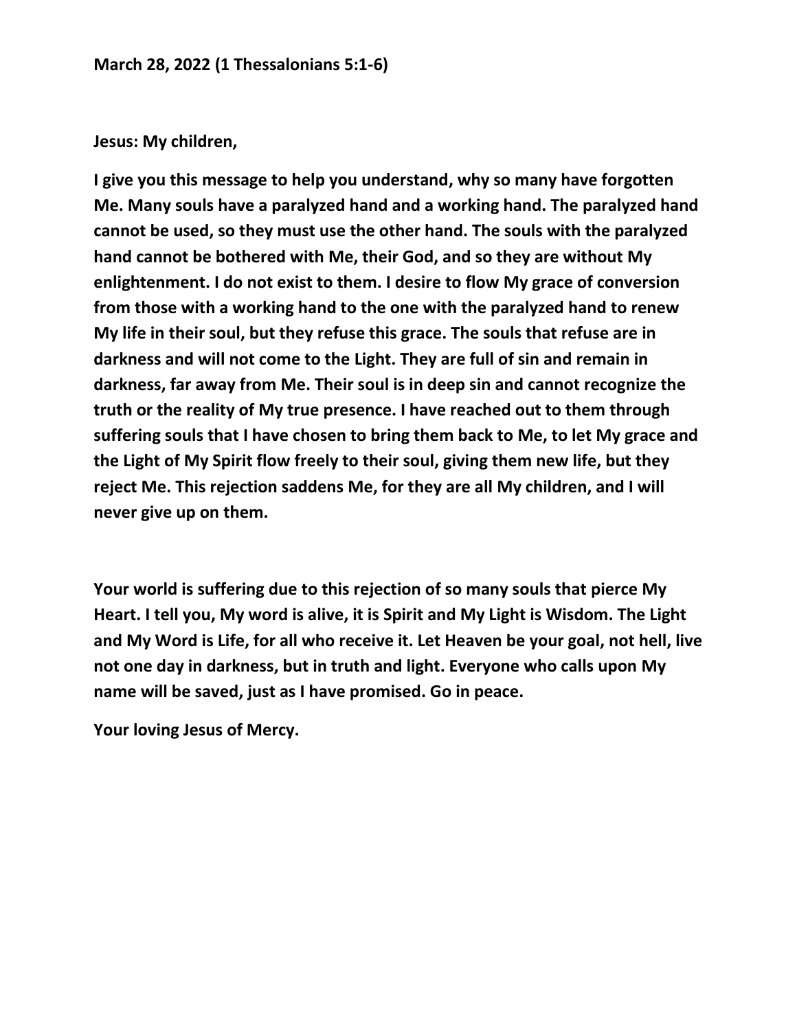**March 28, 2022 (1 Thessalonians 5:1-6)**

**Jesus: My children,**

**I give you this message to help you understand, why so many have forgotten Me. Many souls have a paralyzed hand and a working hand. The paralyzed hand cannot be used, so they must use the other hand. The souls with the paralyzed hand cannot be bothered with Me, their God, and so they are without My enlightenment. I do not exist to them. I desire to flow My grace of conversion from those with a working hand to the one with the paralyzed hand to renew My life in their soul, but they refuse this grace. The souls that refuse are in darkness and will not come to the Light. They are full of sin and remain in darkness, far away from Me. Their soul is in deep sin and cannot recognize the truth or the reality of My true presence. I have reached out to them through suffering souls that I have chosen to bring them back to Me, to let My grace and the Light of My Spirit flow freely to their soul, giving them new life, but they reject Me. This rejection saddens Me, for they are all My children, and I will never give up on them.**

**Your world is suffering due to this rejection of so many souls that pierce My Heart. I tell you, My word is alive, it is Spirit and My Light is Wisdom. The Light and My Word is Life, for all who receive it. Let Heaven be your goal, not hell, live not one day in darkness, but in truth and light. Everyone who calls upon My name will be saved, just as I have promised. Go in peace.**

**Your loving Jesus of Mercy.**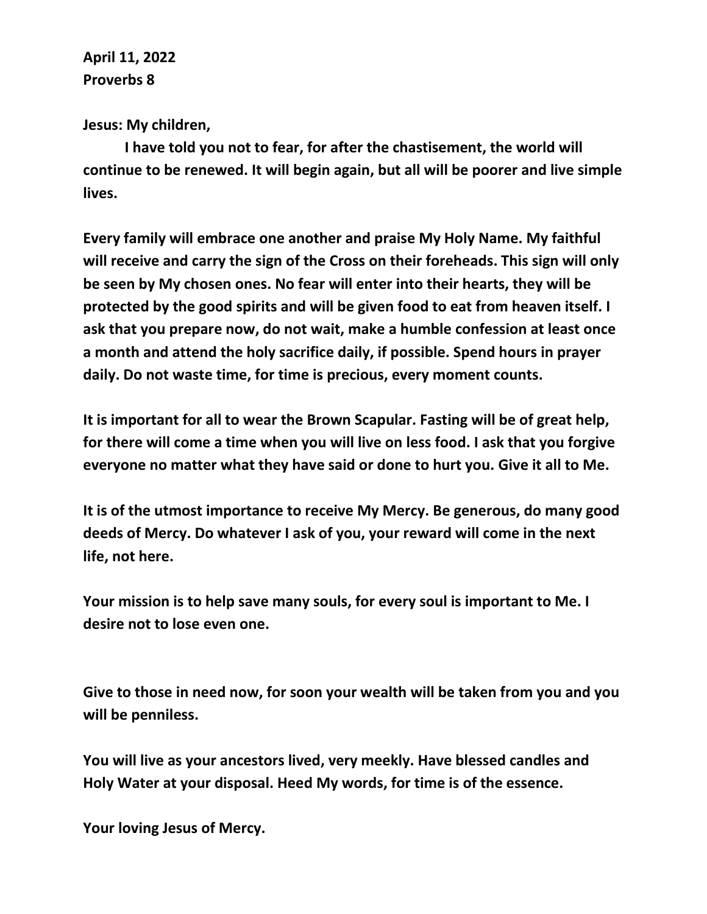**April 11, 2022**
**Proverbs 8**

**Jesus: My children,**

**I have told you not to fear, for after the chastisement, the world will continue to be renewed. It will begin again, but all will be poorer and live simple lives.**

**Every family will embrace one another and praise My Holy Name. My faithful will receive and carry the sign of the Cross on their foreheads. This sign will only be seen by My chosen ones. No fear will enter into their hearts, they will be protected by the good spirits and will be given food to eat from heaven itself. I ask that you prepare now, do not wait, make a humble confession at least once a month and attend the holy sacrifice daily, if possible. Spend hours in prayer daily. Do not waste time, for time is precious, every moment counts.**

**It is important for all to wear the Brown Scapular. Fasting will be of great help, for there will come a time when you will live on less food. I ask that you forgive everyone no matter what they have said or done to hurt you. Give it all to Me.**

**It is of the utmost importance to receive My Mercy. Be generous, do many good deeds of Mercy. Do whatever I ask of you, your reward will come in the next life, not here.**

**Your mission is to help save many souls, for every soul is important to Me. I desire not to lose even one.**

**Give to those in need now, for soon your wealth will be taken from you and you will be penniless.**

**You will live as your ancestors lived, very meekly. Have blessed candles and Holy Water at your disposal. Heed My words, for time is of the essence.**

**Your loving Jesus of Mercy.**